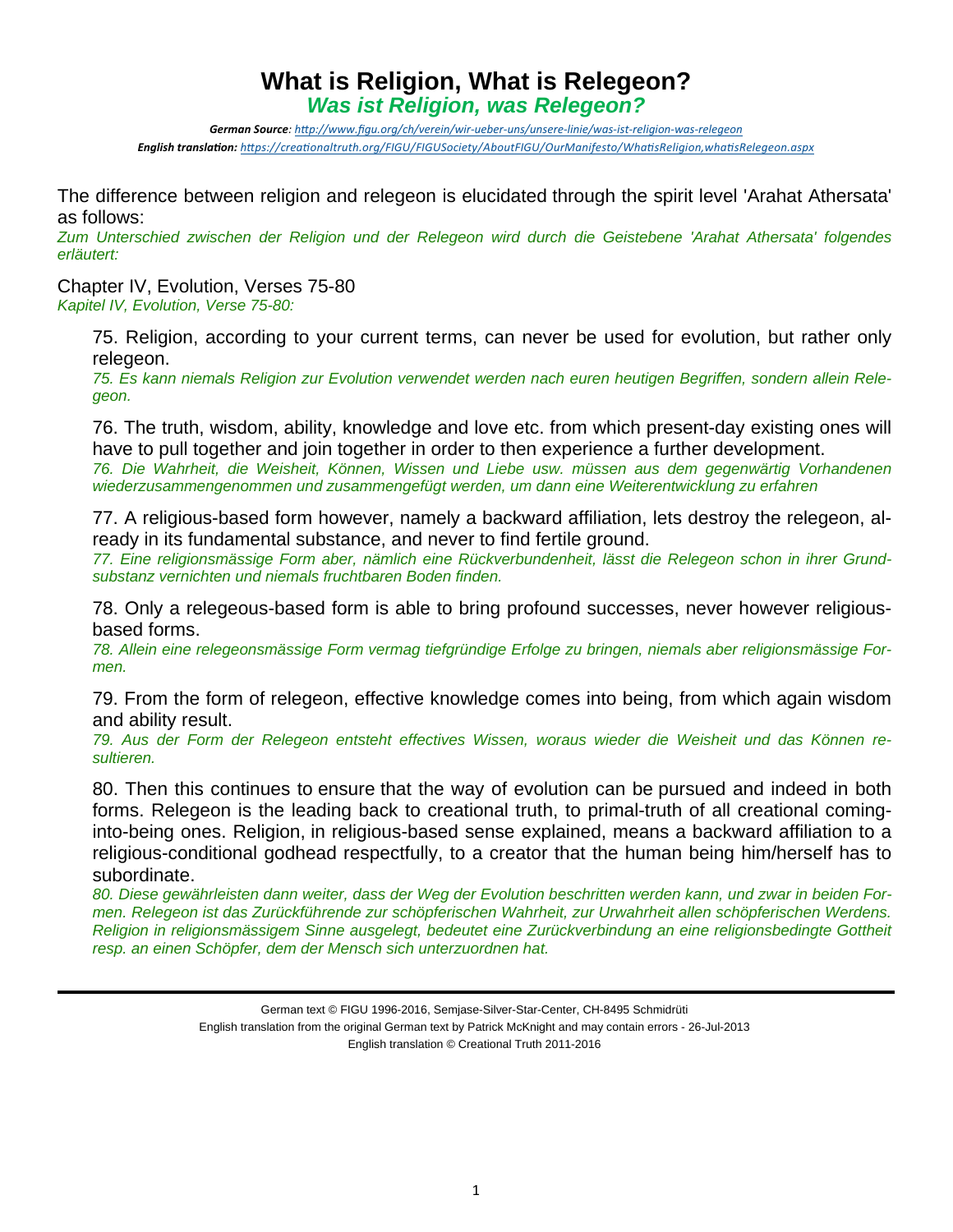# What is Religion, What is Relegeon?

## *Was ist Religion, was Relegeon?*

***German Source**: http://www.figu.org/ch/verein/wir-ueber-uns/unsere-linie/was-ist-religion-was-relegeon*
***English translation:** https://creationaltruth.org/FIGU/FIGUSociety/AboutFIGU/OurManifesto/WhatisReligion,whatisRelegeon.aspx*

The difference between religion and relegeon is elucidated through the spirit level 'Arahat Athersata' as follows:
*Zum Unterschied zwischen der Religion und der Relegeon wird durch die Geistebene 'Arahat Athersata' folgendes erläutert:*

Chapter IV, Evolution, Verses 75-80
*Kapitel IV, Evolution, Verse 75-80:*

> 75. Religion, according to your current terms, can never be used for evolution, but rather only relegeon.
> *75. Es kann niemals Religion zur Evolution verwendet werden nach euren heutigen Begriffen, sondern allein Relegeon.*
>
> 76. The truth, wisdom, ability, knowledge and love etc. from which present-day existing ones will have to pull together and join together in order to then experience a further development.
> *76. Die Wahrheit, die Weisheit, Können, Wissen und Liebe usw. müssen aus dem gegenwärtig Vorhandenen wiederzusammengenommen und zusammengefügt werden, um dann eine Weiterentwicklung zu erfahren*
>
> 77. A religious-based form however, namely a backward affiliation, lets destroy the relegeon, already in its fundamental substance, and never to find fertile ground.
> *77. Eine religionsmässige Form aber, nämlich eine Rückverbundenheit, lässt die Relegeon schon in ihrer Grundsubstanz vernichten und niemals fruchtbaren Boden finden.*
>
> 78. Only a relegeous-based form is able to bring profound successes, never however religious-based forms.
> *78. Allein eine relegeonsmässige Form vermag tiefgründige Erfolge zu bringen, niemals aber religionsmässige Formen.*
>
> 79. From the form of relegeon, effective knowledge comes into being, from which again wisdom and ability result.
> *79. Aus der Form der Relegeon entsteht effectives Wissen, woraus wieder die Weisheit und das Können resultieren.*
>
> 80. Then this continues to ensure that the way of evolution can be pursued and indeed in both forms. Relegeon is the leading back to creational truth, to primal-truth of all creational coming-into-being ones. Religion, in religious-based sense explained, means a backward affiliation to a religious-conditional godhead respectfully, to a creator that the human being him/herself has to subordinate.
> *80. Diese gewährleisten dann weiter, dass der Weg der Evolution beschritten werden kann, und zwar in beiden Formen. Relegeon ist das Zurückführende zur schöpferischen Wahrheit, zur Urwahrheit allen schöpferischen Werdens. Religion in religionsmässigem Sinne ausgelegt, bedeutet eine Zurückverbindung an eine religionsbedingte Gottheit resp. an einen Schöpfer, dem der Mensch sich unterzuordnen hat.*

---

German text © FIGU 1996-2016, Semjase-Silver-Star-Center, CH-8495 Schmidrüti
English translation from the original German text by Patrick McKnight and may contain errors - 26-Jul-2013
English translation © Creational Truth 2011-2016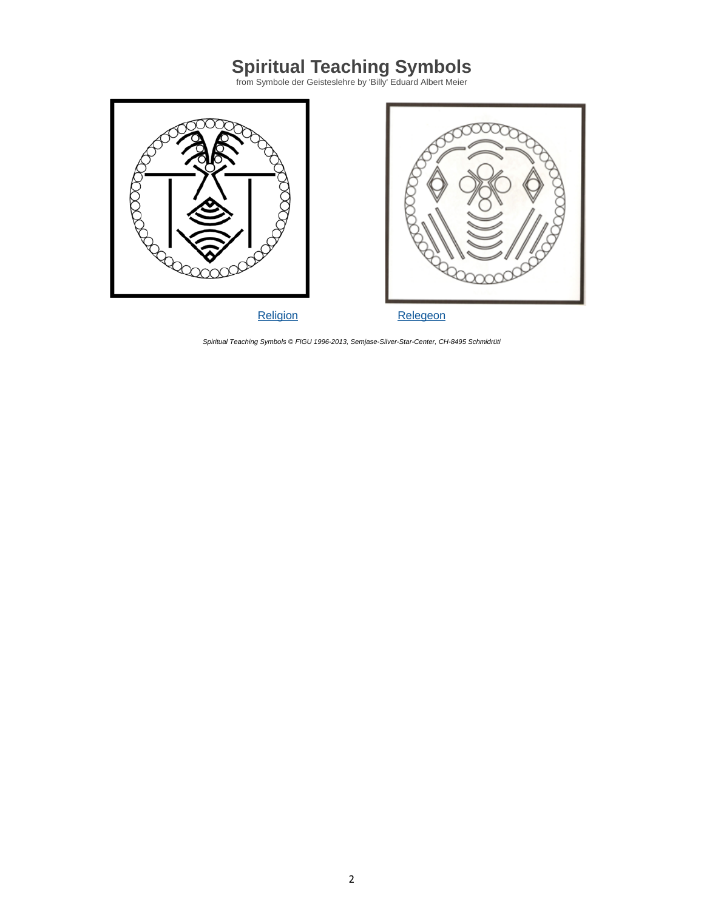# Spiritual Teaching Symbols

from Symbole der Geisteslehre by 'Billy' Eduard Albert Meier

Religion

Relegeon

*Spiritual Teaching Symbols © FIGU 1996-2013, Semjase-Silver-Star-Center, CH-8495 Schmidrüti*